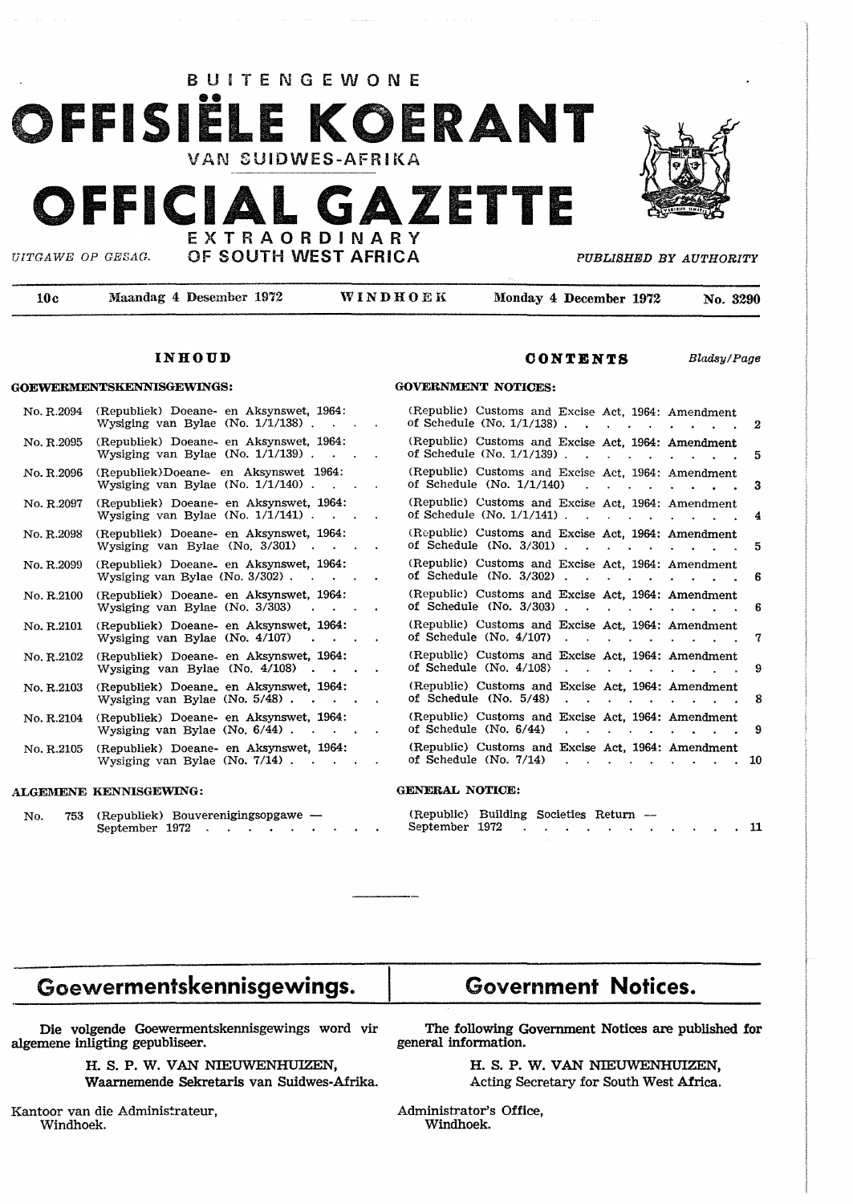# BUITENGEWONE OFFISIËLE KOERANT VAN SUIDWES-AFRIKA

# OFFICIAL GAZETTE EXTRAORDINARY OF SOUTH WEST AFRICA

*UITGAWE OP GESAG.* *PUBLISHED BY AUTHORITY*

| 10c | Maandag 4 Desember 1972 | WINDHOEK | Monday 4 December 1972 | No. 3290 |
|---|---|---|---|---|

## INHOUD / CONTENTS

*Bladsy/Page*

**GOEWERMENTSKENNISGEWINGS: / GOVERNMENT NOTICES:**

| No. | Inhoud | Contents | Bladsy/Page |
|---|---|---|---|
| No. R.2094 | (Republiek) Doeane- en Aksynswet, 1964: Wysiging van Bylae (No. 1/1/138) | (Republic) Customs and Excise Act, 1964: Amendment of Schedule (No. 1/1/138) | 2 |
| No. R.2095 | (Republiek) Doeane- en Aksynswet, 1964: Wysiging van Bylae (No. 1/1/139) | (Republic) Customs and Excise Act, 1964: Amendment of Schedule (No. 1/1/139) | 5 |
| No. R.2096 | (Republiek)Doeane- en Aksynswet 1964: Wysiging van Bylae (No. 1/1/140) | (Republic) Customs and Excise Act, 1964: Amendment of Schedule (No. 1/1/140) | 3 |
| No. R.2097 | (Republiek) Doeane- en Aksynswet, 1964: Wysiging van Bylae (No. 1/1/141) | (Republic) Customs and Excise Act, 1964: Amendment of Schedule (No. 1/1/141) | 4 |
| No. R.2098 | (Republiek) Doeane- en Aksynswet, 1964: Wysiging van Bylae (No. 3/301) | (Republic) Customs and Excise Act, 1964: Amendment of Schedule (No. 3/301) | 5 |
| No. R.2099 | (Republiek) Doeane- en Aksynswet, 1964: Wysiging van Bylae (No. 3/302) | (Republic) Customs and Excise Act, 1964: Amendment of Schedule (No. 3/302) | 6 |
| No. R.2100 | (Republiek) Doeane- en Aksynswet, 1964: Wysiging van Bylae (No. 3/303) | (Republic) Customs and Excise Act, 1964: Amendment of Schedule (No. 3/303) | 6 |
| No. R.2101 | (Republiek) Doeane- en Aksynswet, 1964: Wysiging van Bylae (No. 4/107) | (Republic) Customs and Excise Act, 1964: Amendment of Schedule (No. 4/107) | 7 |
| No. R.2102 | (Republiek) Doeane- en Aksynswet, 1964: Wysiging van Bylae (No. 4/108) | (Republic) Customs and Excise Act, 1964: Amendment of Schedule (No. 4/108) | 9 |
| No. R.2103 | (Republiek) Doeane- en Aksynswet, 1964: Wysiging van Bylae (No. 5/48) | (Republic) Customs and Excise Act, 1964: Amendment of Schedule (No. 5/48) | 8 |
| No. R.2104 | (Republiek) Doeane- en Aksynswet, 1964: Wysiging van Bylae (No. 6/44) | (Republic) Customs and Excise Act, 1964: Amendment of Schedule (No. 6/44) | 9 |
| No. R.2105 | (Republiek) Doeane- en Aksynswet, 1964: Wysiging van Bylae (No. 7/14) | (Republic) Customs and Excise Act, 1964: Amendment of Schedule (No. 7/14) | 10 |

**ALGEMENE KENNISGEWING: / GENERAL NOTICE:**

| No. | Inhoud | Contents | Bladsy/Page |
|---|---|---|---|
| No. 753 | (Republiek) Bouverenigingsopgawe — September 1972 | (Republic) Building Societies Return — September 1972 | 11 |

---

## Goewermentskennisgewings.

Die volgende Goewermentskennisgewings word vir algemene inligting gepubliseer.

H. S. P. W. VAN NIEUWENHUIZEN,
Waarnemende Sekretaris van Suidwes-Afrika.

Kantoor van die Administrateur,
Windhoek.

## Government Notices.

The following Government Notices are published for general information.

H. S. P. W. VAN NIEUWENHUIZEN,
Acting Secretary for South West Africa.

Administrator's Office,
Windhoek.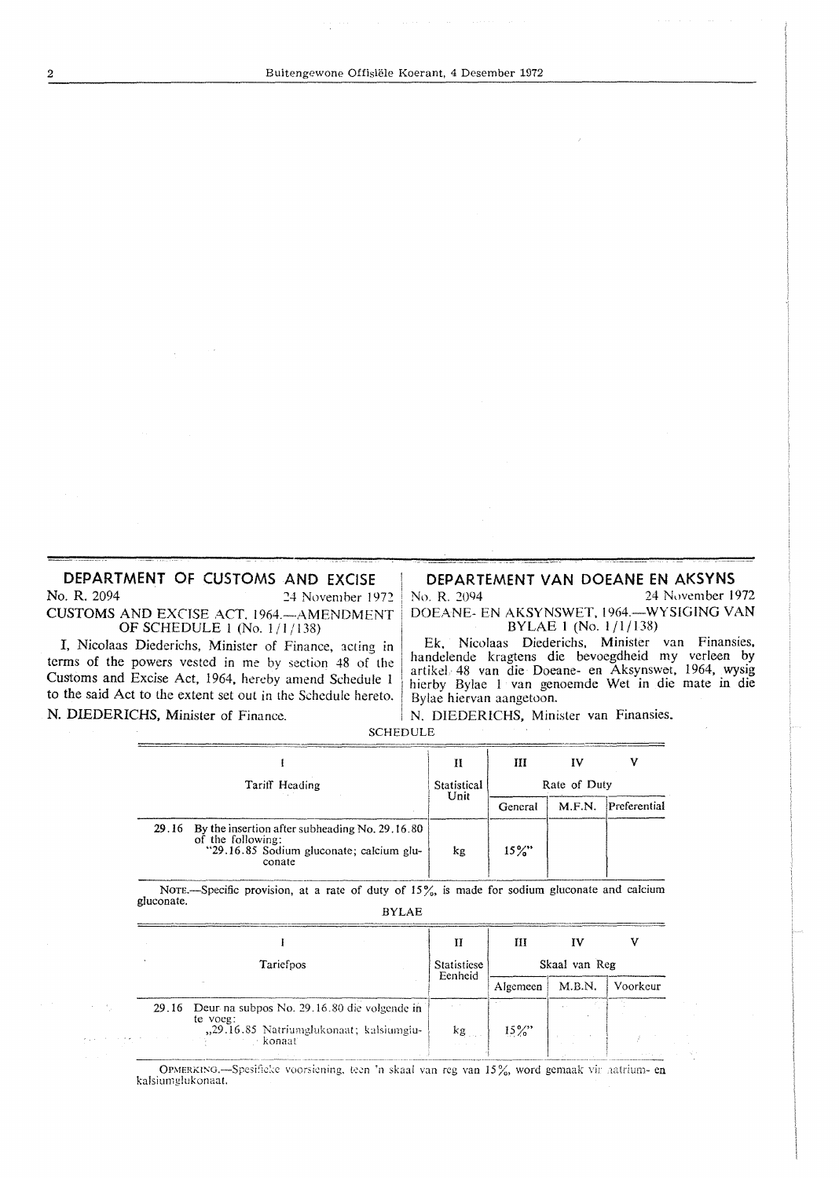## DEPARTMENT OF CUSTOMS AND EXCISE

No. R. 2094 24 November 1972

CUSTOMS AND EXCISE ACT, 1964.—AMENDMENT OF SCHEDULE 1 (No. 1/1/138)

I, Nicolaas Diederichs, Minister of Finance, acting in terms of the powers vested in me by section 48 of the Customs and Excise Act, 1964, hereby amend Schedule 1 to the said Act to the extent set out in the Schedule hereto.

N. DIEDERICHS, Minister of Finance.

## DEPARTEMENT VAN DOEANE EN AKSYNS

No. R. 2094 24 November 1972

DOEANE- EN AKSYNSWET, 1964.—WYSIGING VAN BYLAE 1 (No. 1/1/138)

Ek, Nicolaas Diederichs, Minister van Finansies, handelende kragtens die bevoegdheid my verleen by artikel 48 van die Doeane- en Aksynswet, 1964, wysig hierby Bylae 1 van genoemde Wet in die mate in die Bylae hiervan aangetoon.

N. DIEDERICHS, Minister van Finansies.

SCHEDULE

| I | II | III | IV | V |
|---|---|---|---|---|
| Tariff Heading | Statistical Unit | Rate of Duty | | |
| | | General | M.F.N. | Preferential |
| 29.16 By the insertion after subheading No. 29.16.80 of the following: "29.16.85 Sodium gluconate; calcium gluconate | kg | 15%" | | |

NOTE.—Specific provision, at a rate of duty of 15%, is made for sodium gluconate and calcium gluconate.

BYLAE

| I | II | III | IV | V |
|---|---|---|---|---|
| Tariefpos | Statistiese Eenheid | Skaal van Reg | | |
| | | Algemeen | M.B.N. | Voorkeur |
| 29.16 Deur na subpos No. 29.16.80 die volgende in te voeg: „29.16.85 Natriumglukonaat; kalsiumglukonaat | kg | 15%" | | |

OPMERKING.—Spesifieke voorsiening, teen 'n skaal van reg van 15%, word gemaak vir natrium- en kalsiumglukonaat.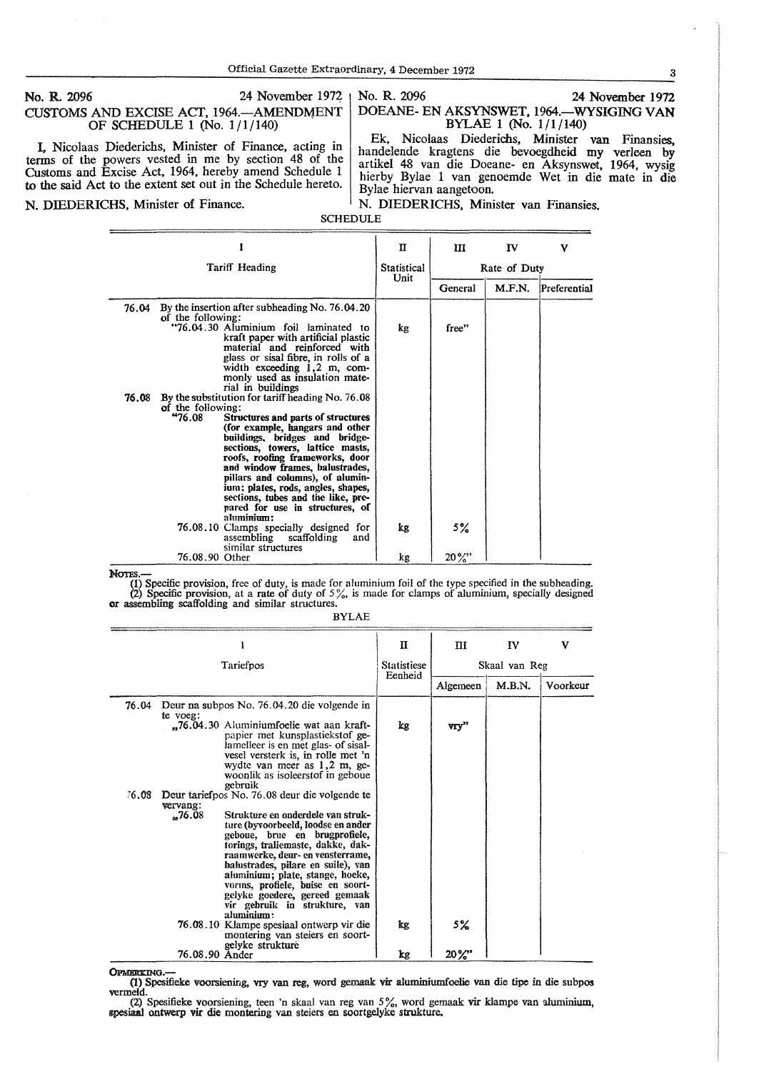**No. R. 2096** — 24 November 1972

## CUSTOMS AND EXCISE ACT, 1964.—AMENDMENT OF SCHEDULE 1 (No. 1/1/140)

I, Nicolaas Diederichs, Minister of Finance, acting in terms of the powers vested in me by section 48 of the Customs and Excise Act, 1964, hereby amend Schedule 1 to the said Act to the extent set out in the Schedule hereto.

N. DIEDERICHS, Minister of Finance.

**No. R. 2096** — 24 November 1972

## DOEANE- EN AKSYNSWET, 1964.—WYSIGING VAN BYLAE 1 (No. 1/1/140)

Ek, Nicolaas Diederichs, Minister van Finansies, handelende kragtens die bevoegdheid my verleen by artikel 48 van die Doeane- en Aksynswet, 1964, wysig hierby Bylae 1 van genoemde Wet in die mate in die Bylae hiervan aangetoon.

N. DIEDERICHS, Minister van Finansies.

SCHEDULE

| I | | II | III | IV | V |
|---|---|---|---|---|---|
| Tariff Heading | | Statistical Unit | Rate of Duty | | |
| | | | General | M.F.N. | Preferential |
| 76.04 | By the insertion after subheading No. 76.04.20 of the following: | | | | |
| | "76.04.30 Aluminium foil laminated to kraft paper with artificial plastic material and reinforced with glass or sisal fibre, in rolls of a width exceeding 1,2 m, commonly used as insulation material in buildings | kg | free" | | |
| 76.08 | By the substitution for tariff heading No. 76.08 of the following: | | | | |
| | "76.08 **Structures and parts of structures (for example, hangars and other buildings, bridges and bridge-sections, towers, lattice masts, roofs, roofing frameworks, door and window frames, balustrades, pillars and columns), of aluminium; plates, rods, angles, shapes, sections, tubes and the like, prepared for use in structures, of aluminium:** | | | | |
| | 76.08.10 Clamps specially designed for assembling scaffolding and similar structures | kg | 5% | | |
| | 76.08.90 Other | kg | 20%" | | |

NOTES.—

(1) Specific provision, free of duty, is made for aluminium foil of the type specified in the subheading.

(2) Specific provision, at a rate of duty of 5%, is made for clamps of aluminium, specially designed or assembling scaffolding and similar structures.

BYLAE

| I | | II | III | IV | V |
|---|---|---|---|---|---|
| Tariefpos | | Statistiese Eenheid | Skaal van Reg | | |
| | | | Algemeen | M.B.N. | Voorkeur |
| 76.04 | Deur na subpos No. 76.04.20 die volgende in te voeg: | | | | |
| | „76.04.30 Aluminiumfoelie wat aan kraftpapier met kunsplastiekstof gelamelleer is en met glas- of sisalvesel versterk is, in rolle met 'n wydte van meer as 1,2 m, gewoonlik as isoleerstof in geboue gebruik | kg | vry" | | |
| 76.08 | Deur tariefpos No. 76.08 deur die volgende te vervang: | | | | |
| | „76.08 **Strukture en onderdele van strukture (byvoorbeeld, loodse en ander geboue, brue en brugprofiele, torings, traliemaste, dakke, dakraamwerke, deur- en vensterrame, balustrades, pilare en suile), van aluminium; plate, stange, hoeke, vorms, profiele, buise en soortgelyke goedere, gereed gemaak vir gebruik in strukture, van aluminium:** | | | | |
| | 76.08.10 Klampe spesiaal ontwerp vir die montering van steiers en soortgelyke strukture | kg | 5% | | |
| | 76.08.90 Ander | kg | 20%" | | |

OPMERKING.—

(1) Spesifieke voorsiening, vry van reg, word gemaak vir aluminiumfoelie van die tipe in die subpos vermeld.

(2) Spesifieke voorsiening, teen 'n skaal van reg van 5%, word gemaak vir klampe van aluminium, spesiaal ontwerp vir die montering van steiers en soortgelyke strukture.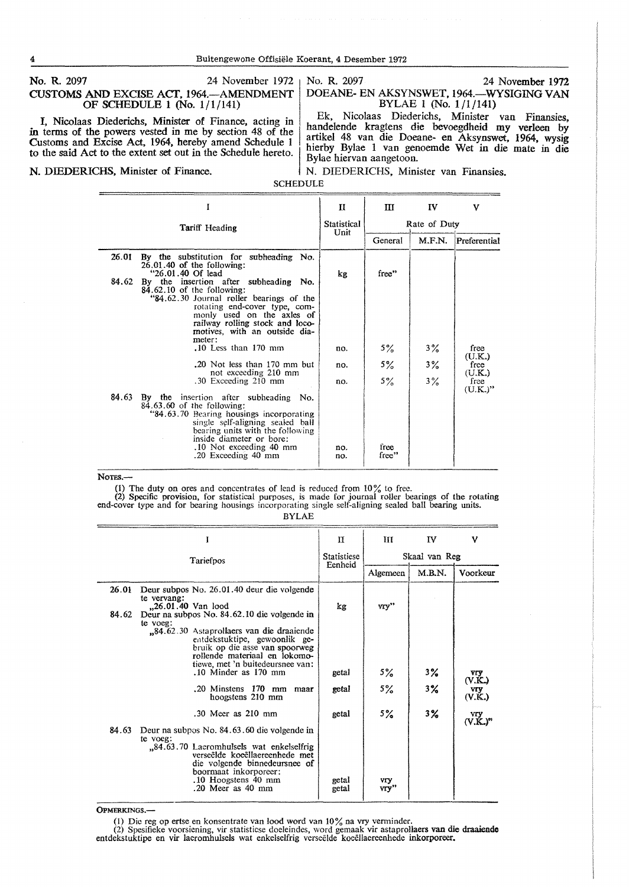No. R. 2097 24 November 1972

## CUSTOMS AND EXCISE ACT, 1964.—AMENDMENT OF SCHEDULE 1 (No. 1/1/141)

I, Nicolaas Diederichs, Minister of Finance, acting in in terms of the powers vested in me by section 48 of the Customs and Excise Act, 1964, hereby amend Schedule 1 to the said Act to the extent set out in the Schedule hereto.

N. DIEDERICHS, Minister of Finance.

No. R. 2097 24 November 1972

## DOEANE- EN AKSYNSWET, 1964.—WYSIGING VAN BYLAE 1 (No. 1/1/141)

Ek, Nicolaas Diederichs, Minister van Finansies, handelende kragtens die bevoegdheid my verleen by artikel 48 van die Doeane- en Aksynswet, 1964, wysig hierby Bylae 1 van genoemde Wet in die mate in die Bylae hiervan aangetoon.

N. DIEDERICHS, Minister van Finansies.

SCHEDULE

| I | | II | III | IV | V |
|---|---|---|---|---|---|
| Tariff Heading | | Statistical Unit | Rate of Duty | | |
| | | | General | M.F.N. | Preferential |
| 26.01 | By the substitution for subheading No. 26.01.40 of the following: | | | | |
| | "26.01.40 Of lead | kg | free" | | |
| 84.62 | By the insertion after subheading No. 84.62.10 of the following: | | | | |
| | "84.62.30 Journal roller bearings of the rotating end-cover type, commonly used on the axles of railway rolling stock and locomotives, with an outside diameter: | | | | |
| | .10 Less than 170 mm | no. | 5% | 3% | free (U.K.) |
| | .20 Not less than 170 mm but not exceeding 210 mm | no. | 5% | 3% | free (U.K.) |
| | .30 Exceeding 210 mm | no. | 5% | 3% | free (U.K.)" |
| 84.63 | By the insertion after subheading No. 84.63.60 of the following: | | | | |
| | "84.63.70 Bearing housings incorporating single self-aligning sealed ball bearing units with the following inside diameter or bore: | | | | |
| | .10 Not exceeding 40 mm | no. | free | | |
| | .20 Exceeding 40 mm | no. | free" | | |

NOTES.—

(1) The duty on ores and concentrates of lead is reduced from 10% to free.

(2) Specific provision, for statistical purposes, is made for journal roller bearings of the rotating end-cover type and for bearing housings incorporating single self-aligning sealed ball bearing units.

BYLAE

| I | | II | III | IV | V |
|---|---|---|---|---|---|
| Tariefpos | | Statistiese Eenheid | Skaal van Reg | | |
| | | | Algemeen | M.B.N. | Voorkeur |
| 26.01 | Deur subpos No. 26.01.40 deur die volgende te vervang: | | | | |
| | „26.01.40 Van lood | kg | vry" | | |
| 84.62 | Deur na subpos No. 84.62.10 die volgende in te voeg: | | | | |
| | „84.62.30 Astaprollaers van die draaiende entdekstuktipe, gewoonlik gebruik op die asse van spoorweg rollende materiaal en lokomotiewe, met 'n buitedeursnee van: | | | | |
| | .10 Minder as 170 mm | getal | 5% | 3% | vry (V.K.) |
| | .20 Minstens 170 mm maar hoogstens 210 mm | getal | 5% | 3% | vry (V.K.) |
| | .30 Meer as 210 mm | getal | 5% | 3% | vry (V.K.)" |
| 84.63 | Deur na subpos No. 84.63.60 die volgende in te voeg: | | | | |
| | „84.63.70 Laeromhulsels wat enkelselfrig verseëlde koeëllaereenhede met die volgende binnedeursnee of boormaat inkorporeer: | | | | |
| | .10 Hoogstens 40 mm | getal | vry | | |
| | .20 Meer as 40 mm | getal | vry" | | |

OPMERKINGS.—

(1) Die reg op ertse en konsentrate van lood word van 10% na vry verminder.

(2) Spesifieke voorsiening, vir statistiese doeleindes, word gemaak vir astaprollaers van die draaiende entdekstuktipe en vir laeromhulsels wat enkelselfrig verseëlde koeëllaereenhede inkorporeer.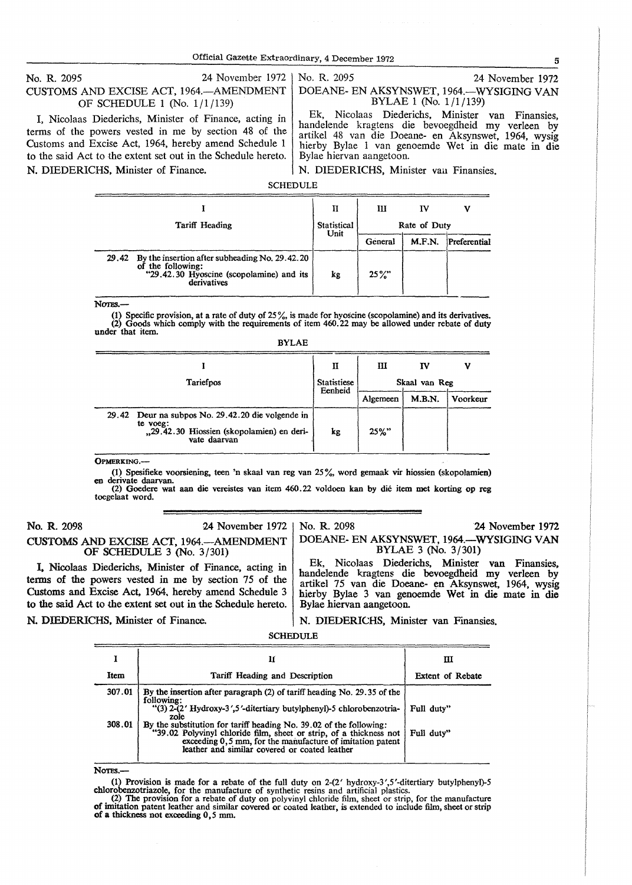No. R. 2095 — 24 November 1972

## CUSTOMS AND EXCISE ACT, 1964.—AMENDMENT OF SCHEDULE 1 (No. 1/1/139)

I, Nicolaas Diederichs, Minister of Finance, acting in terms of the powers vested in me by section 48 of the Customs and Excise Act, 1964, hereby amend Schedule 1 to the said Act to the extent set out in the Schedule hereto.

N. DIEDERICHS, Minister of Finance.

No. R. 2095 — 24 November 1972

## DOEANE- EN AKSYNSWET, 1964.—WYSIGING VAN BYLAE 1 (No. 1/1/139)

Ek, Nicolaas Diederichs, Minister van Finansies, handelende kragtens die bevoegdheid my verleen by artikel 48 van die Doeane- en Aksynswet, 1964, wysig hierby Bylae 1 van genoemde Wet in die mate in die Bylae hiervan aangetoon.

N. DIEDERICHS, Minister van Finansies.

### SCHEDULE

| I | II | III | IV | V |
|---|---|---|---|---|
| Tariff Heading | Statistical Unit | Rate of Duty | | |
| | | General | M.F.N. | Preferential |
| 29.42 By the insertion after subheading No. 29.42.20 of the following: "29.42.30 Hyoscine (scopolamine) and its derivatives | kg | 25%" | | |

NOTES.—

(1) Specific provision, at a rate of duty of 25%, is made for hyoscine (scopolamine) and its derivatives.
(2) Goods which comply with the requirements of item 460.22 may be allowed under rebate of duty under that item.

### BYLAE

| I | II | III | IV | V |
|---|---|---|---|---|
| Tariefpos | Statistiese Eenheid | Skaal van Reg | | |
| | | Algemeen | M.B.N. | Voorkeur |
| 29.42 Deur na subpos No. 29.42.20 die volgende in te voeg: „29.42.30 Hiossien (skopolamien) en derivate daarvan | kg | 25%" | | |

OPMERKING.—

(1) Spesifieke voorsiening, teen 'n skaal van reg van 25%, word gemaak vir hiossien (skopolamien) en derivate daarvan.
(2) Goedere wat aan die vereistes van item 460.22 voldoen kan by dié item met korting op reg toegelaat word.

---

No. R. 2098 — 24 November 1972

## CUSTOMS AND EXCISE ACT, 1964.—AMENDMENT OF SCHEDULE 3 (No. 3/301)

I, Nicolaas Diederichs, Minister of Finance, acting in terms of the powers vested in me by section 75 of the Customs and Excise Act, 1964, hereby amend Schedule 3 to the said Act to the extent set out in the Schedule hereto.

N. DIEDERICHS, Minister of Finance.

No. R. 2098 — 24 November 1972

## DOEANE- EN AKSYNSWET, 1964.—WYSIGING VAN BYLAE 3 (No. 3/301)

Ek, Nicolaas Diederichs, Minister van Finansies, handelende kragtens die bevoegdheid my verleen by artikel 75 van die Doeane- en Aksynswet, 1964, wysig hierby Bylae 3 van genoemde Wet in die mate in die Bylae hiervan aangetoon.

N. DIEDERICHS, Minister van Finansies.

### SCHEDULE

| I | II | III |
|---|---|---|
| Item | Tariff Heading and Description | Extent of Rebate |
| 307.01 | By the insertion after paragraph (2) of tariff heading No. 29.35 of the following: "(3) 2-(2' Hydroxy-3',5'-ditertiary butylphenyl)-5 chlorobenzotriazole | Full duty" |
| 308.01 | By the substitution for tariff heading No. 39.02 of the following: "39.02 Polyvinyl chloride film, sheet or strip, of a thickness not exceeding 0,5 mm, for the manufacture of imitation patent leather and similar covered or coated leather | Full duty" |

NOTES.—

(1) Provision is made for a rebate of the full duty on 2-(2' hydroxy-3',5'-ditertiary butylphenyl)-5 chlorobenzotriazole, for the manufacture of synthetic resins and artificial plastics.
(2) The provision for a rebate of duty on polyvinyl chloride film, sheet or strip, for the manufacture of imitation patent leather and similar covered or coated leather, is extended to include film, sheet or strip of a thickness not exceeding 0,5 mm.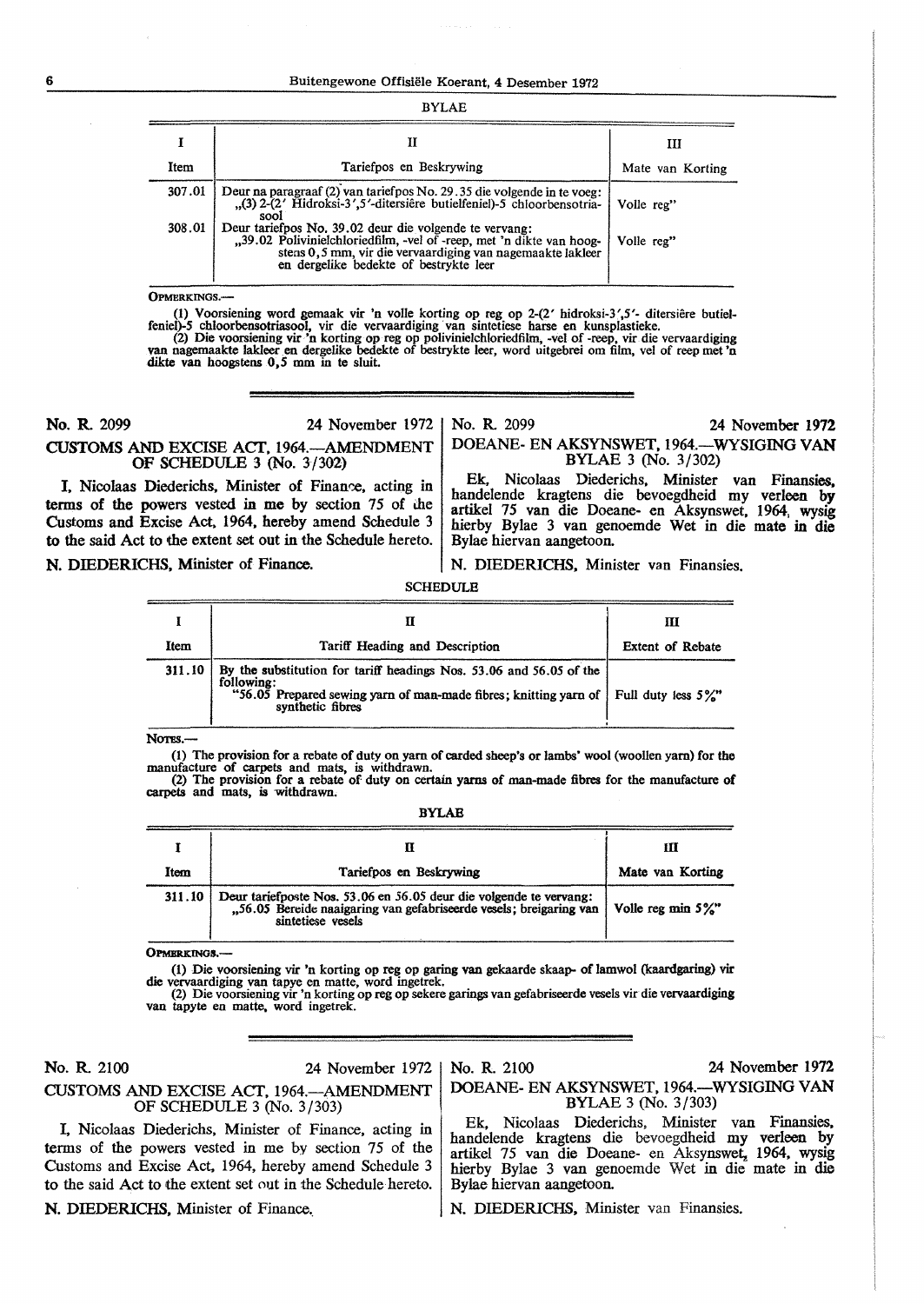BYLAE

| I | II | III |
|---|---|---|
| Item | Tariefpos en Beskrywing | Mate van Korting |
| 307.01 | Deur na paragraaf (2) van tariefpos No. 29.35 die volgende in te voeg: „(3) 2-(2' Hidroksi-3',5'-ditersiêre butielfeniel)-5 chloorbensotriasool | Volle reg" |
| 308.01 | Deur tariefpos No. 39.02 deur die volgende te vervang: „39.02 Polivinielchloriedfilm, -vel of -reep, met 'n dikte van hoogstens 0,5 mm, vir die vervaardiging van nagemaakte lakleer en dergelike bedekte of bestrykte leer | Volle reg" |

OPMERKINGS.—

(1) Voorsiening word gemaak vir 'n volle korting op reg op 2-(2' hidroksi-3',5'- ditersiêre butielfeniel)-5 chloorbensotriasool, vir die vervaardiging van sintetiese harse en kunsplastieke.

(2) Die voorsiening vir 'n korting op reg op polivinielchloriedfilm, -vel of -reep, vir die vervaardiging van nagemaakte lakleer en dergelike bedekte of bestrykte leer, word uitgebrei om film, vel of reep met 'n dikte van hoogstens 0,5 mm in te sluit.

---

No. R. 2099 — 24 November 1972

## CUSTOMS AND EXCISE ACT, 1964.—AMENDMENT OF SCHEDULE 3 (No. 3/302)

I, Nicolaas Diederichs, Minister of Finance, acting in terms of the powers vested in me by section 75 of the Customs and Excise Act, 1964, hereby amend Schedule 3 to the said Act to the extent set out in the Schedule hereto.

N. DIEDERICHS, Minister of Finance.

No. R. 2099 — 24 November 1972

## DOEANE- EN AKSYNSWET, 1964.—WYSIGING VAN BYLAE 3 (No. 3/302)

Ek, Nicolaas Diederichs, Minister van Finansies, handelende kragtens die bevoegdheid my verleen by artikel 75 van die Doeane- en Aksynswet, 1964, wysig hierby Bylae 3 van genoemde Wet in die mate in die Bylae hiervan aangetoon.

N. DIEDERICHS, Minister van Finansies.

SCHEDULE

| I | II | III |
|---|---|---|
| Item | Tariff Heading and Description | Extent of Rebate |
| 311.10 | By the substitution for tariff headings Nos. 53.06 and 56.05 of the following: "56.05 Prepared sewing yarn of man-made fibres; knitting yarn of synthetic fibres | Full duty less 5%" |

NOTES.—

(1) The provision for a rebate of duty on yarn of carded sheep's or lambs' wool (woollen yarn) for the manufacture of carpets and mats, is withdrawn.

(2) The provision for a rebate of duty on certain yarns of man-made fibres for the manufacture of carpets and mats, is withdrawn.

BYLAE

| I | II | III |
|---|---|---|
| Item | Tariefpos en Beskrywing | Mate van Korting |
| 311.10 | Deur tariefposte Nos. 53.06 en 56.05 deur die volgende te vervang: „56.05 Bereide naaigaring van gefabriseerde vesels; breigaring van sintetiese vesels | Volle reg min 5%" |

OPMERKINGS.—

(1) Die voorsiening vir 'n korting op reg op garing van gekaarde skaap- of lamwol (kaardgaring) vir die vervaardiging van tapyte en matte, word ingetrek.

(2) Die voorsiening vir 'n korting op reg op sekere garings van gefabriseerde vesels vir die vervaardiging van tapyte en matte, word ingetrek.

---

No. R. 2100 — 24 November 1972

## CUSTOMS AND EXCISE ACT, 1964.—AMENDMENT OF SCHEDULE 3 (No. 3/303)

I, Nicolaas Diederichs, Minister of Finance, acting in terms of the powers vested in me by section 75 of the Customs and Excise Act, 1964, hereby amend Schedule 3 to the said Act to the extent set out in the Schedule hereto.

N. DIEDERICHS, Minister of Finance.

No. R. 2100 — 24 November 1972

## DOEANE- EN AKSYNSWET, 1964.—WYSIGING VAN BYLAE 3 (No. 3/303)

Ek, Nicolaas Diederichs, Minister van Finansies, handelende kragtens die bevoegdheid my verleen by artikel 75 van die Doeane- en Aksynswet, 1964, wysig hierby Bylae 3 van genoemde Wet in die mate in die Bylae hiervan aangetoon.

N. DIEDERICHS, Minister van Finansies.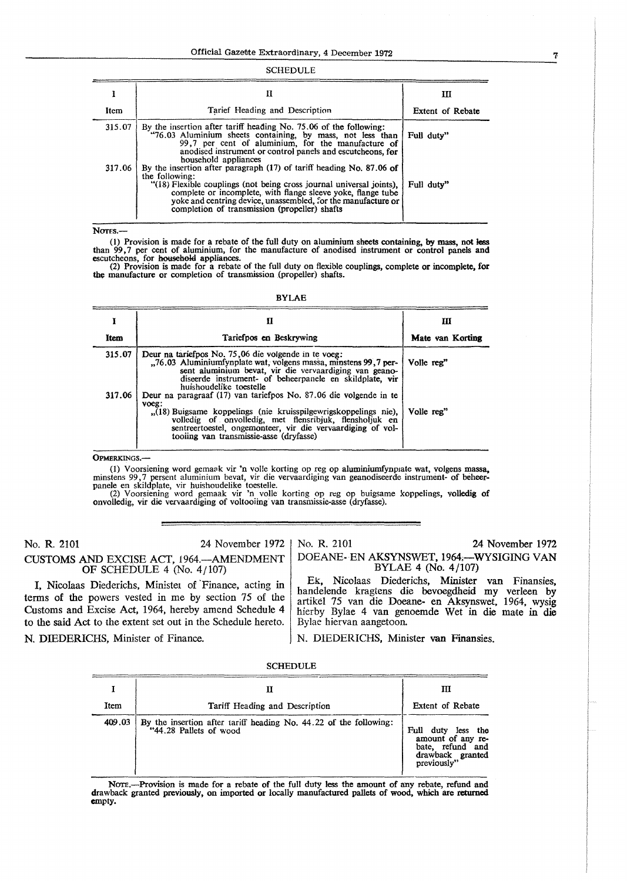SCHEDULE

| I | II | III |
|---|---|---|
| Item | Tarief Heading and Description | Extent of Rebate |
| 315.07 | By the insertion after tariff heading No. 75.06 of the following: "76.03 Aluminium sheets containing, by mass, not less than 99,7 per cent of aluminium, for the manufacture of anodised instrument or control panels and escutcheons, for household appliances | Full duty" |
| 317.06 | By the insertion after paragraph (17) of tariff heading No. 87.06 of the following: "(18) Flexible couplings (not being cross journal universal joints), complete or incomplete, with flange sleeve yoke, flange tube yoke and centring device, unassembled, for the manufacture or completion of transmission (propeller) shafts | Full duty" |

NOTES.—

(1) Provision is made for a rebate of the full duty on aluminium sheets containing, by mass, not less than 99,7 per cent of aluminium, for the manufacture of anodised instrument or control panels and escutcheons, for household appliances.

(2) Provision is made for a rebate of the full duty on flexible couplings, complete or incomplete, for the manufacture or completion of transmission (propeller) shafts.

BYLAE

| I | II | III |
|---|---|---|
| Item | Tariefpos en Beskrywing | Mate van Korting |
| 315.07 | Deur na tariefpos No. 75,06 die volgende in te voeg: „76.03 Aluminiumfynplate wat, volgens massa, minstens 99,7 persent aluminium bevat, vir die vervaardiging van geanodiseerde instrument- of beheerpanele en skildplate, vir huishoudelike toestelle | Volle reg" |
| 317.06 | Deur na paragraaf (17) van tariefpos No. 87.06 die volgende in te voeg: „(18) Buigsame koppelings (nie kruisspilgewrigskoppelings nie), volledig of onvolledig, met flensribjuk, flensholjuk en sentreertoestel, ongemonteer, vir die vervaardiging of voltooiing van transmissie-asse (dryfasse) | Volle reg" |

OPMERKINGS.—

(1) Voorsiening word gemaak vir 'n volle korting op reg op aluminiumfynplate wat, volgens massa, minstens 99,7 persent aluminium bevat, vir die vervaardiging van geanodiseerde instrument- of beheerpanele en skildplate, vir huishoudelike toestelle.

(2) Voorsiening word gemaak vir 'n volle korting op reg op buigsame koppelings, volledig of onvolledig, vir die vervaardiging of voltooiing van transmissie-asse (dryfasse).

---

No. R. 2101 24 November 1972

## CUSTOMS AND EXCISE ACT, 1964.—AMENDMENT OF SCHEDULE 4 (No. 4/107)

I, Nicolaas Diederichs, Minister of Finance, acting in terms of the powers vested in me by section 75 of the Customs and Excise Act, 1964, hereby amend Schedule 4 to the said Act to the extent set out in the Schedule hereto.

N. DIEDERICHS, Minister of Finance.

No. R. 2101 24 November 1972

## DOEANE- EN AKSYNSWET, 1964.—WYSIGING VAN BYLAE 4 (No. 4/107)

Ek, Nicolaas Diederichs, Minister van Finansies, handelende kragtens die bevoegdheid my verleen by artikel 75 van die Doeane- en Aksynswet, 1964, wysig hierby Bylae 4 van genoemde Wet in die mate in die Bylae hiervan aangetoon.

N. DIEDERICHS, Minister van Finansies.

SCHEDULE

| I | II | III |
|---|---|---|
| Item | Tariff Heading and Description | Extent of Rebate |
| 409.03 | By the insertion after tariff heading No. 44.22 of the following: "44.28 Pallets of wood | Full duty less the amount of any rebate, refund and drawback granted previously" |

NOTE.—Provision is made for a rebate of the full duty less the amount of any rebate, refund and drawback granted previously, on imported or locally manufactured pallets of wood, which are returned empty.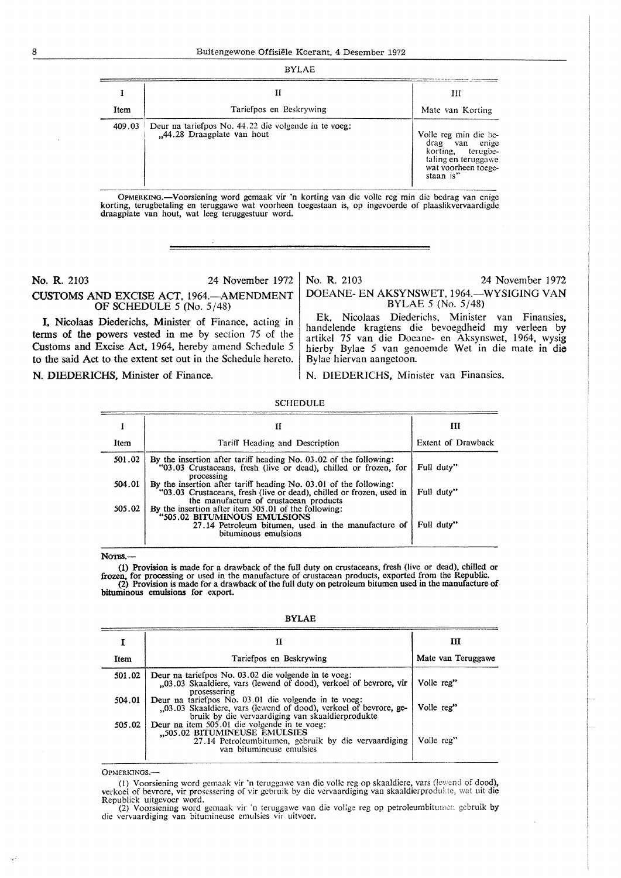BYLAE

| I | II | III |
|---|---|---|
| Item | Tariefpos en Beskrywing | Mate van Korting |
| 409.03 | Deur na tariefpos No. 44.22 die volgende in te voeg: „44.28 Draagplate van hout | Volle reg min die bedrag van enige korting, terugbetaling en teruggawe wat voorheen toegestaan is" |

OPMERKING.—Voorsiening word gemaak vir 'n korting van die volle reg min die bedrag van enige korting, terugbetaling en teruggawe wat voorheen toegestaan is, op ingevoerde of plaaslikvervaardigde draagplate van hout, wat leeg teruggestuur word.

---

No. R. 2103 — 24 November 1972

## CUSTOMS AND EXCISE ACT, 1964.—AMENDMENT OF SCHEDULE 5 (No. 5/48)

I, Nicolaas Diederichs, Minister of Finance, acting in terms of the powers vested in me by section 75 of the Customs and Excise Act, 1964, hereby amend Schedule 5 to the said Act to the extent set out in the Schedule hereto.

N. DIEDERICHS, Minister of Finance.

No. R. 2103 — 24 November 1972

## DOEANE- EN AKSYNSWET, 1964.—WYSIGING VAN BYLAE 5 (No. 5/48)

Ek, Nicolaas Diederichs, Minister van Finansies, handelende kragtens die bevoegdheid my verleen by artikel 75 van die Doeane- en Aksynswet, 1964, wysig hierby Bylae 5 van genoemde Wet in die mate in die Bylae hiervan aangetoon.

N. DIEDERICHS, Minister van Finansies.

SCHEDULE

| I | II | III |
|---|---|---|
| Item | Tariff Heading and Description | Extent of Drawback |
| 501.02 | By the insertion after tariff heading No. 03.02 of the following: "03.03 Crustaceans, fresh (live or dead), chilled or frozen, for processing | Full duty" |
| 504.01 | By the insertion after tariff heading No. 03.01 of the following: "03.03 Crustaceans, fresh (live or dead), chilled or frozen, used in the manufacture of crustacean products | Full duty" |
| 505.02 | By the insertion after item 505.01 of the following: "505.02 BITUMINOUS EMULSIONS 27.14 Petroleum bitumen, used in the manufacture of bituminous emulsions | Full duty" |

NOTES.—

(1) Provision is made for a drawback of the full duty on crustaceans, fresh (live or dead), chilled or frozen, for processing or used in the manufacture of crustacean products, exported from the Republic.

(2) Provision is made for a drawback of the full duty on petroleum bitumen used in the manufacture of bituminous emulsions for export.

BYLAE

| I | II | III |
|---|---|---|
| Item | Tariefpos en Beskrywing | Mate van Teruggawe |
| 501.02 | Deur na tariefpos No. 03.02 die volgende in te voeg: „03.03 Skaaldiere, vars (lewend of dood), verkoel of bevrore, vir prosessering | Volle reg" |
| 504.01 | Deur na tariefpos No. 03.01 die volgende in te voeg: „03.03 Skaaldiere, vars (lewend of dood), verkoel of bevrore, gebruik by die vervaardiging van skaaldierprodukte | Volle reg" |
| 505.02 | Deur na item 505.01 die volgende in te voeg: „505.02 BITUMINEUSE EMULSIES 27.14 Petroleumbitumen, gebruik by die vervaardiging van bitumineuse emulsies | Volle reg" |

OPMERKINGS.—

(1) Voorsiening word gemaak vir 'n teruggawe van die volle reg op skaaldiere, vars (lewend of dood), verkoel of bevrore, vir prosessering of vir gebruik by die vervaardiging van skaaldierprodukte, wat uit die Republiek uitgevoer word.

(2) Voorsiening word gemaak vir 'n teruggawe van die volle reg op petroleumbitumen gebruik by die vervaardiging van bitumineuse emulsies vir uitvoer.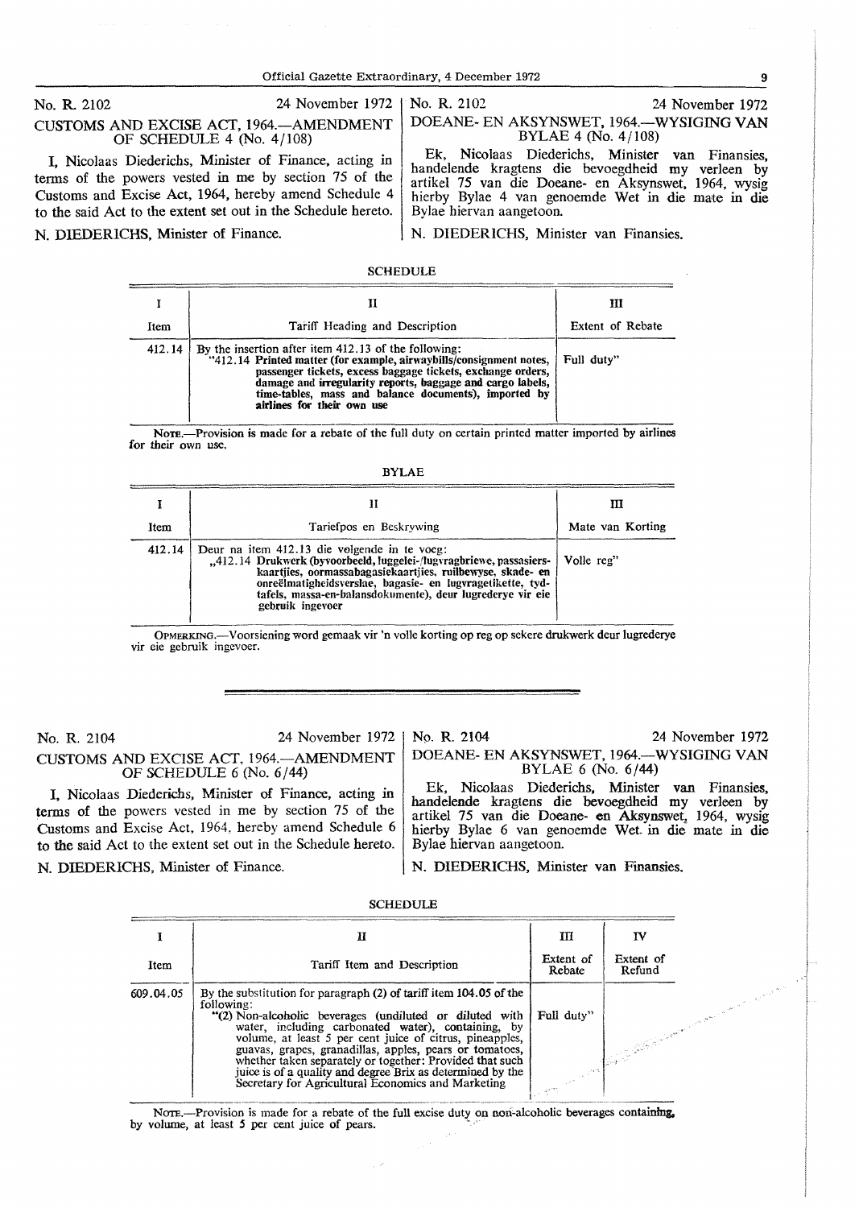No. R. 2102 — 24 November 1972

## CUSTOMS AND EXCISE ACT, 1964.—AMENDMENT OF SCHEDULE 4 (No. 4/108)

I, Nicolaas Diederichs, Minister of Finance, acting in terms of the powers vested in me by section 75 of the Customs and Excise Act, 1964, hereby amend Schedule 4 to the said Act to the extent set out in the Schedule hereto.

N. DIEDERICHS, Minister of Finance.

No. R. 2102 — 24 November 1972

## DOEANE- EN AKSYNSWET, 1964.—WYSIGING VAN BYLAE 4 (No. 4/108)

Ek, Nicolaas Diederichs, Minister van Finansies, handelende kragtens die bevoegdheid my verleen by artikel 75 van die Doeane- en Aksynswet, 1964, wysig hierby Bylae 4 van genoemde Wet in die mate in die Bylae hiervan aangetoon.

N. DIEDERICHS, Minister van Finansies.

### SCHEDULE

| I | II | III |
|---|---|---|
| Item | Tariff Heading and Description | Extent of Rebate |
| 412.14 | By the insertion after item 412.13 of the following: "412.14 **Printed matter (for example, airwaybills/consignment notes, passenger tickets, excess baggage tickets, exchange orders, damage and irregularity reports, baggage and cargo labels, time-tables, mass and balance documents), imported by airlines for their own use** | Full duty" |

NOTE.—Provision is made for a rebate of the full duty on certain printed matter imported by airlines for their own use.

### BYLAE

| I | II | III |
|---|---|---|
| Item | Tariefpos en Beskrywing | Mate van Korting |
| 412.14 | Deur na item 412.13 die volgende in te voeg: „412.14 **Drukwerk (byvoorbeeld, luggelei-/lugvragbriewe, passasiers-kaartjies, oormassabagasiekaartjies, ruilbewyse, skade- en onreëlmatigheidsverslae, bagasie- en lugvragetikette, tydtafels, massa-en-balansdokumente), deur lugrederye vir eie gebruik ingevoer** | Volle reg" |

OPMERKING.—Voorsiening word gemaak vir 'n volle korting op reg op sekere drukwerk deur lugrederye vir eie gebruik ingevoer.

---

No. R. 2104 — 24 November 1972

## CUSTOMS AND EXCISE ACT, 1964.—AMENDMENT OF SCHEDULE 6 (No. 6/44)

I, Nicolaas Diederichs, Minister of Finance, acting in terms of the powers vested in me by section 75 of the Customs and Excise Act, 1964, hereby amend Schedule 6 to the said Act to the extent set out in the Schedule hereto.

N. DIEDERICHS, Minister of Finance.

No. R. 2104 — 24 November 1972

## DOEANE- EN AKSYNSWET, 1964.—WYSIGING VAN BYLAE 6 (No. 6/44)

Ek, Nicolaas Diederichs, Minister van Finansies, handelende kragtens die bevoegdheid my verleen by artikel 75 van die Doeane- en Aksynswet, 1964, wysig hierby Bylae 6 van genoemde Wet in die mate in die Bylae hiervan aangetoon.

N. DIEDERICHS, Minister van Finansies.

### SCHEDULE

| I | II | III | IV |
|---|---|---|---|
| Item | Tariff Item and Description | Extent of Rebate | Extent of Refund |
| 609.04.05 | By the substitution for paragraph (2) of tariff item 104.05 of the following: "(2) Non-alcoholic beverages (undiluted or diluted with water, including carbonated water), containing, by volume, at least 5 per cent juice of citrus, pineapples, guavas, grapes, granadillas, apples, pears or tomatoes, whether taken separately or together: Provided that such juice is of a quality and degree Brix as determined by the Secretary for Agricultural Economics and Marketing | Full duty" | |

NOTE.—Provision is made for a rebate of the full excise duty on non-alcoholic beverages containing, by volume, at least 5 per cent juice of pears.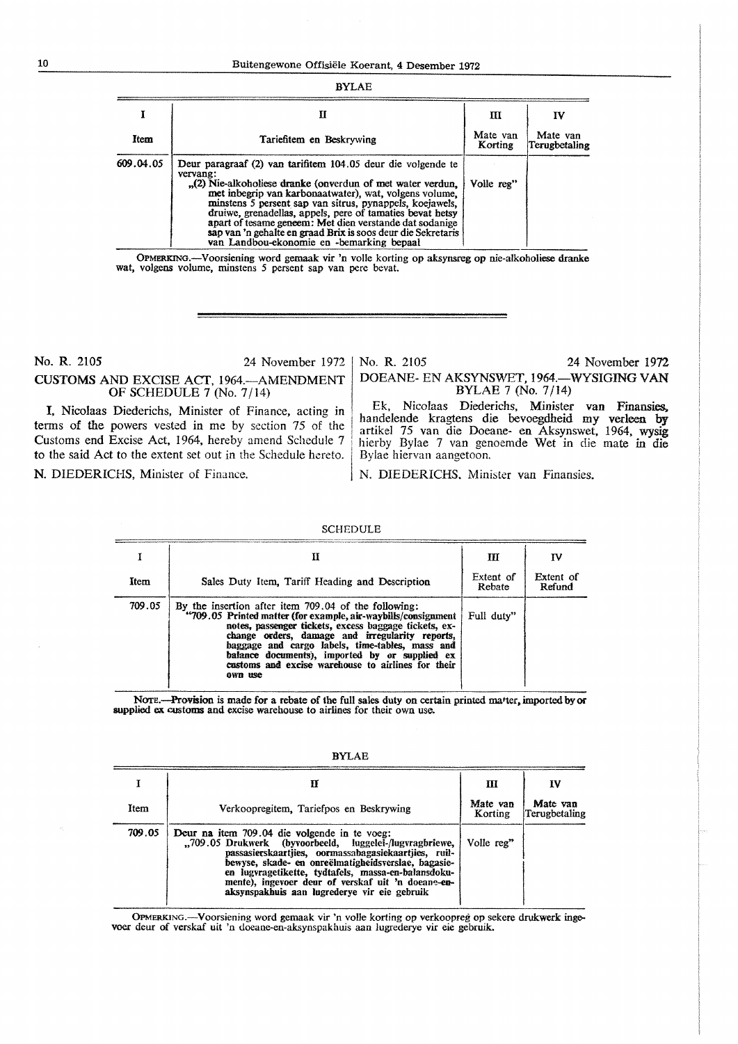BYLAE

| I | II | III | IV |
|---|---|---|---|
| Item | Tariefitem en Beskrywing | Mate van Korting | Mate van Terugbetaling |
| 609.04.05 | Deur paragraaf (2) van tarifitem 104.05 deur die volgende te vervang: „(2) Nie-alkoholiese dranke (onverdun of met water verdun, met inbegrip van karbonaatwater), wat, volgens volume, minstens 5 persent sap van sitrus, pynappels, koejawels, druiwe, grenadellas, appels, pere of tamaties bevat hetsy apart of tesame geneem: Met dien verstande dat sodanige sap van 'n gehalte en graad Brix is soos deur die Sekretaris van Landbou-ekonomie en -bemarking bepaal | Volle reg" | |

OPMERKING.—Voorsiening word gemaak vir 'n volle korting op aksynsreg op nie-alkoholiese dranke wat, volgens volume, minstens 5 persent sap van pere bevat.

---

No. R. 2105 24 November 1972

## CUSTOMS AND EXCISE ACT, 1964.—AMENDMENT OF SCHEDULE 7 (No. 7/14)

I, Nicolaas Diederichs, Minister of Finance, acting in terms of the powers vested in me by section 75 of the Customs end Excise Act, 1964, hereby amend Schedule 7 to the said Act to the extent set out in the Schedule hereto.

N. DIEDERICHS, Minister of Finance.

No. R. 2105 24 November 1972

## DOEANE- EN AKSYNSWET, 1964.—WYSIGING VAN BYLAE 7 (No. 7/14)

Ek, Nicolaas Diederichs, Minister van Finansies, handelende kragtens die bevoegdheid my verleen by artikel 75 van die Doeane- en Aksynswet, 1964, wysig hierby Bylae 7 van genoemde Wet in die mate in die Bylae hiervan aangetoon.

N. DIEDERICHS, Minister van Finansies.

SCHEDULE

| I | II | III | IV |
|---|---|---|---|
| Item | Sales Duty Item, Tariff Heading and Description | Extent of Rebate | Extent of Refund |
| 709.05 | By the insertion after item 709.04 of the following: "709.05 **Printed matter (for example, air-waybills/consignment notes, passenger tickets, excess baggage tickets, exchange orders, damage and irregularity reports, baggage and cargo labels, time-tables, mass and balance documents), imported by or supplied ex customs and excise warehouse to airlines for their own use** | Full duty" | |

NOTE.—Provision is made for a rebate of the full sales duty on certain printed matter, imported by or supplied ex customs and excise warehouse to airlines for their own use.

BYLAE

| I | II | III | IV |
|---|---|---|---|
| Item | Verkoopregitem, Tariefpos en Beskrywing | Mate van Korting | Mate van Terugbetaling |
| 709.05 | Deur na item 709.04 die volgende in te voeg: „709.05 Drukwerk (byvoorbeeld, luggelei-/lugvragbriewe, passasierskaartjies, oormassabagasiekaartjies, ruilbewyse, skade- en onreëlmatigheidsverslae, bagasie- en lugvragetikette, tydtafels, massa-en-balansdokumente), ingevoer deur of verskaf uit 'n doeane-en-aksynspakhuis aan lugrederye vir eie gebruik | Volle reg" | |

OPMERKING.—Voorsiening word gemaak vir 'n volle korting op verkoopreg op sekere drukwerk ingevoer deur of verskaf uit 'n doeane-en-aksynspakhuis aan lugrederye vir eie gebruik.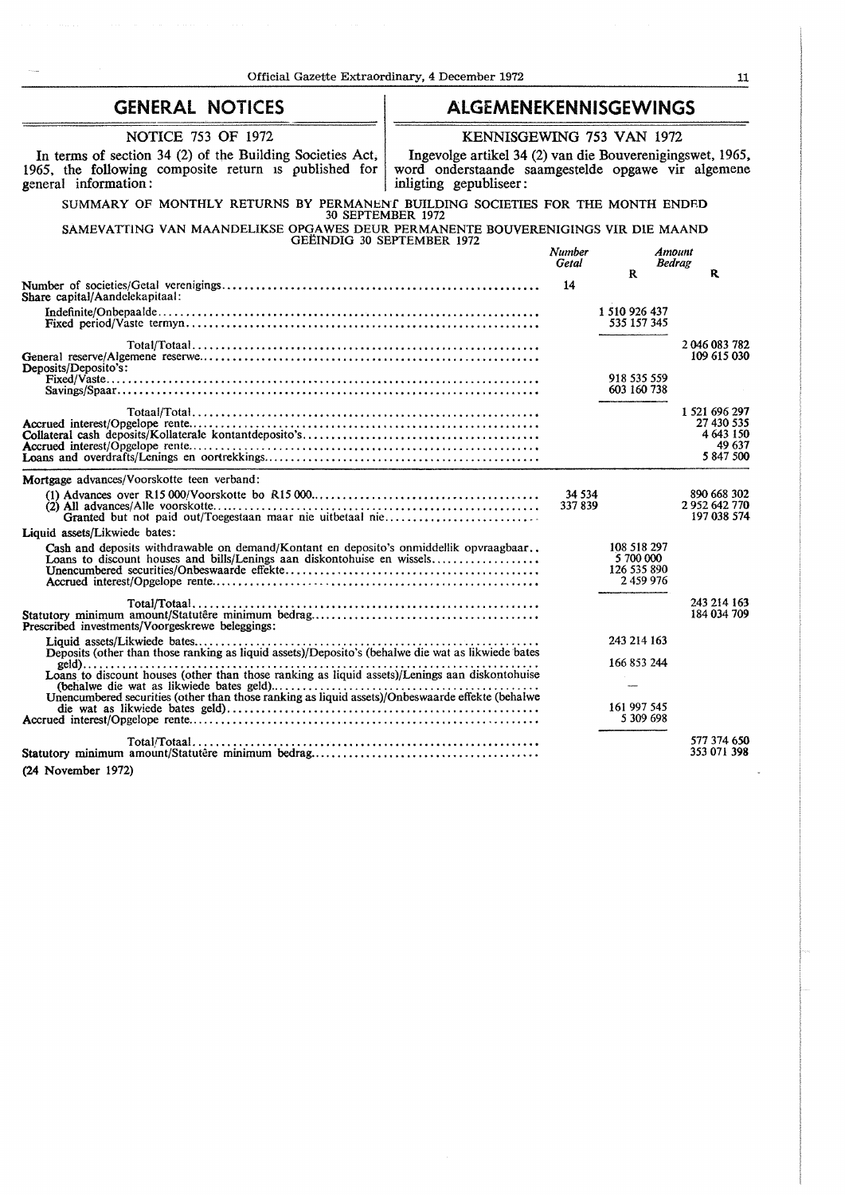# GENERAL NOTICES

# ALGEMENEKENNISGEWINGS

## NOTICE 753 OF 1972

In terms of section 34 (2) of the Building Societies Act, 1965, the following composite return is published for general information:

## KENNISGEWING 753 VAN 1972

Ingevolge artikel 34 (2) van die Bouverenigingswet, 1965, word onderstaande saamgestelde opgawe vir algemene inligting gepubliseer:

SUMMARY OF MONTHLY RETURNS BY PERMANENT BUILDING SOCIETIES FOR THE MONTH ENDED 30 SEPTEMBER 1972

SAMEVATTING VAN MAANDELIKSE OPGAWES DEUR PERMANENTE BOUVERENIGINGS VIR DIE MAAND GEËINDIG 30 SEPTEMBER 1972

| | *Number*<br>*Getal* | *Amount*<br>*Bedrag*<br>R | R |
|---|---|---|---|
| Number of societies/Getal verenigings | 14 | | |
| Share capital/Aandelekapitaal: | | | |
| Indefinite/Onbepaalde | | 1 510 926 437 | |
| Fixed period/Vaste termyn | | 535 157 345 | |
| Total/Totaal | | | 2 046 083 782 |
| General reserve/Algemene reserwe | | | 109 615 030 |
| Deposits/Deposito's: | | | |
| Fixed/Vaste | | 918 535 559 | |
| Savings/Spaar | | 603 160 738 | |
| Totaal/Total | | | 1 521 696 297 |
| Accrued interest/Opgelope rente | | | 27 430 535 |
| Collateral cash deposits/Kollaterale kontantdeposito's | | | 4 643 150 |
| Accrued interest/Opgelope rente | | | 49 637 |
| Loans and overdrafts/Lenings en oortrekkings | | | 5 847 500 |
| Mortgage advances/Voorskotte teen verband: | | | |
| (1) Advances over R15 000/Voorskotte bo R15 000 | 34 534 | | 890 668 302 |
| (2) All advances/Alle voorskotte | 337 839 | | 2 952 642 770 |
| Granted but not paid out/Toegestaan maar nie uitbetaal nie | | | 197 038 574 |
| Liquid assets/Likwiede bates: | | | |
| Cash and deposits withdrawable on demand/Kontant en deposito's onmiddellik opvraagbaar | | 108 518 297 | |
| Loans to discount houses and bills/Lenings aan diskontohuise en wissels | | 5 700 000 | |
| Unencumbered securities/Onbeswaarde effekte | | 126 535 890 | |
| Accrued interest/Opgelope rente | | 2 459 976 | |
| Total/Totaal | | | 243 214 163 |
| Statutory minimum amount/Statutêre minimum bedrag | | | 184 034 709 |
| Prescribed investments/Voorgeskrewe beleggings: | | | |
| Liquid assets/Likwiede bates | | 243 214 163 | |
| Deposits (other than those ranking as liquid assets)/Deposito's (behalwe die wat as likwiede bates geld) | | 166 853 244 | |
| Loans to discount houses (other than those ranking as liquid assets)/Lenings aan diskontohuise (behalwe die wat as likwiede bates geld) | | — | |
| Unencumbered securities (other than those ranking as liquid assets)/Onbeswaarde effekte (behalwe die wat as likwiede bates geld) | | 161 997 545 | |
| Accrued interest/Opgelope rente | | 5 309 698 | |
| Total/Totaal | | | 577 374 650 |
| Statutory minimum amount/Statutêre minimum bedrag | | | 353 071 398 |

(24 November 1972)